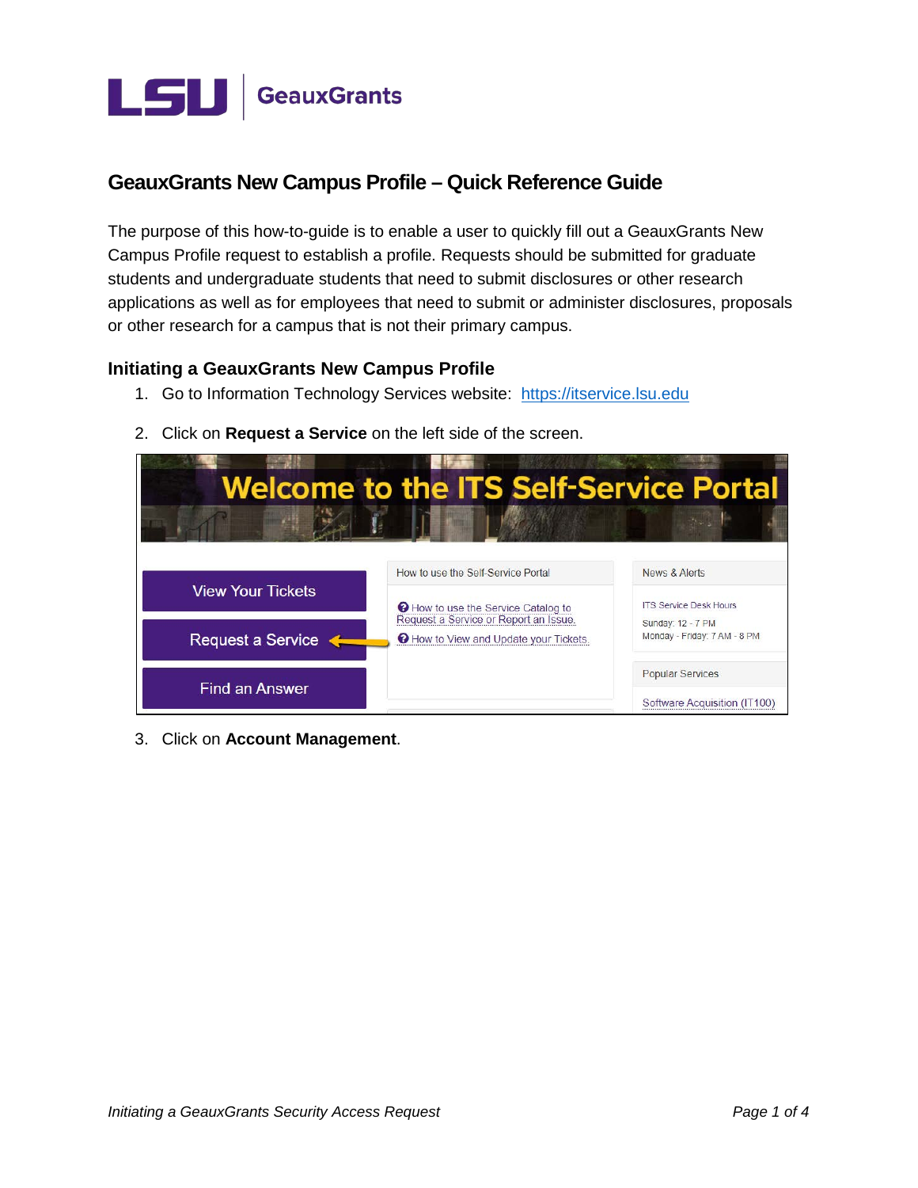# GeauxGrants New Campus Profile – Quick Reference Guide

The purpose of this how-to-guide is to enable a user to quickly fill out a GeauxGrants New Campus Profile request to establish a profile. Requests should be submitted for graduate students and undergraduate students that need to submit disclosures or other research applications as well as for employees that need to submit or administer disclosures, proposals or other research for a campus that is not their primary campus.

## Initiating a GeauxGrants New Campus Profile

1. Go to Information Technology Services website: https://itservice.lsu.edu
2. Click on **Request a Service** on the left side of the screen.
3. Click on **Account Management**.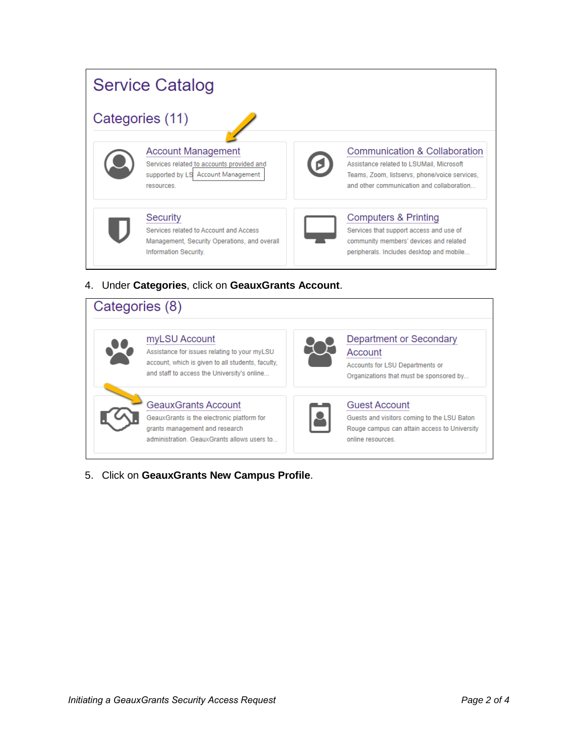4. Under **Categories**, click on **GeauxGrants Account**.

5. Click on **GeauxGrants New Campus Profile**.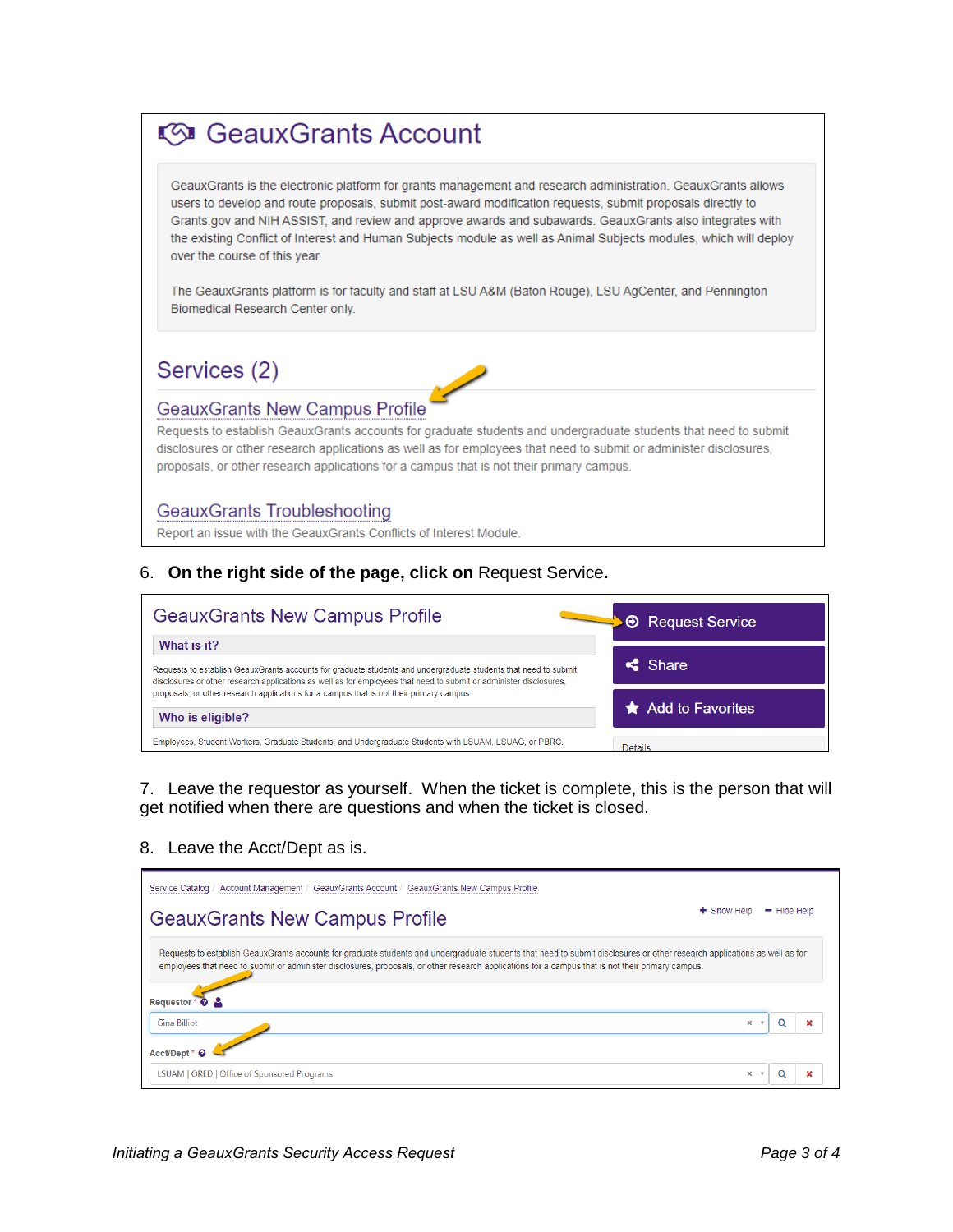## GeauxGrants Account

GeauxGrants is the electronic platform for grants management and research administration. GeauxGrants allows users to develop and route proposals, submit post-award modification requests, submit proposals directly to Grants.gov and NIH ASSIST, and review and approve awards and subawards. GeauxGrants also integrates with the existing Conflict of Interest and Human Subjects module as well as Animal Subjects modules, which will deploy over the course of this year.

The GeauxGrants platform is for faculty and staff at LSU A&M (Baton Rouge), LSU AgCenter, and Pennington Biomedical Research Center only.

### Services (2)

**GeauxGrants New Campus Profile**

Requests to establish GeauxGrants accounts for graduate students and undergraduate students that need to submit disclosures or other research applications as well as for employees that need to submit or administer disclosures, proposals, or other research applications for a campus that is not their primary campus.

**GeauxGrants Troubleshooting**

Report an issue with the GeauxGrants Conflicts of Interest Module.

6. **On the right side of the page, click on** Request Service**.**

**GeauxGrants New Campus Profile**

**What is it?**

Requests to establish GeauxGrants accounts for graduate students and undergraduate students that need to submit disclosures or other research applications as well as for employees that need to submit or administer disclosures, proposals, or other research applications for a campus that is not their primary campus.

**Who is eligible?**

Employees, Student Workers, Graduate Students, and Undergraduate Students with LSUAM, LSUAG, or PBRC.

Request Service | Share | Add to Favorites | Details

7. Leave the requestor as yourself. When the ticket is complete, this is the person that will get notified when there are questions and when the ticket is closed.

8. Leave the Acct/Dept as is.

Service Catalog / Account Management / GeauxGrants Account / GeauxGrants New Campus Profile

+ Show Help — Hide Help

**GeauxGrants New Campus Profile**

Requests to establish GeauxGrants accounts for graduate students and undergraduate students that need to submit disclosures or other research applications as well as for employees that need to submit or administer disclosures, proposals, or other research applications for a campus that is not their primary campus.

Requestor *

Gina Billiot

Acct/Dept *

LSUAM | ORED | Office of Sponsored Programs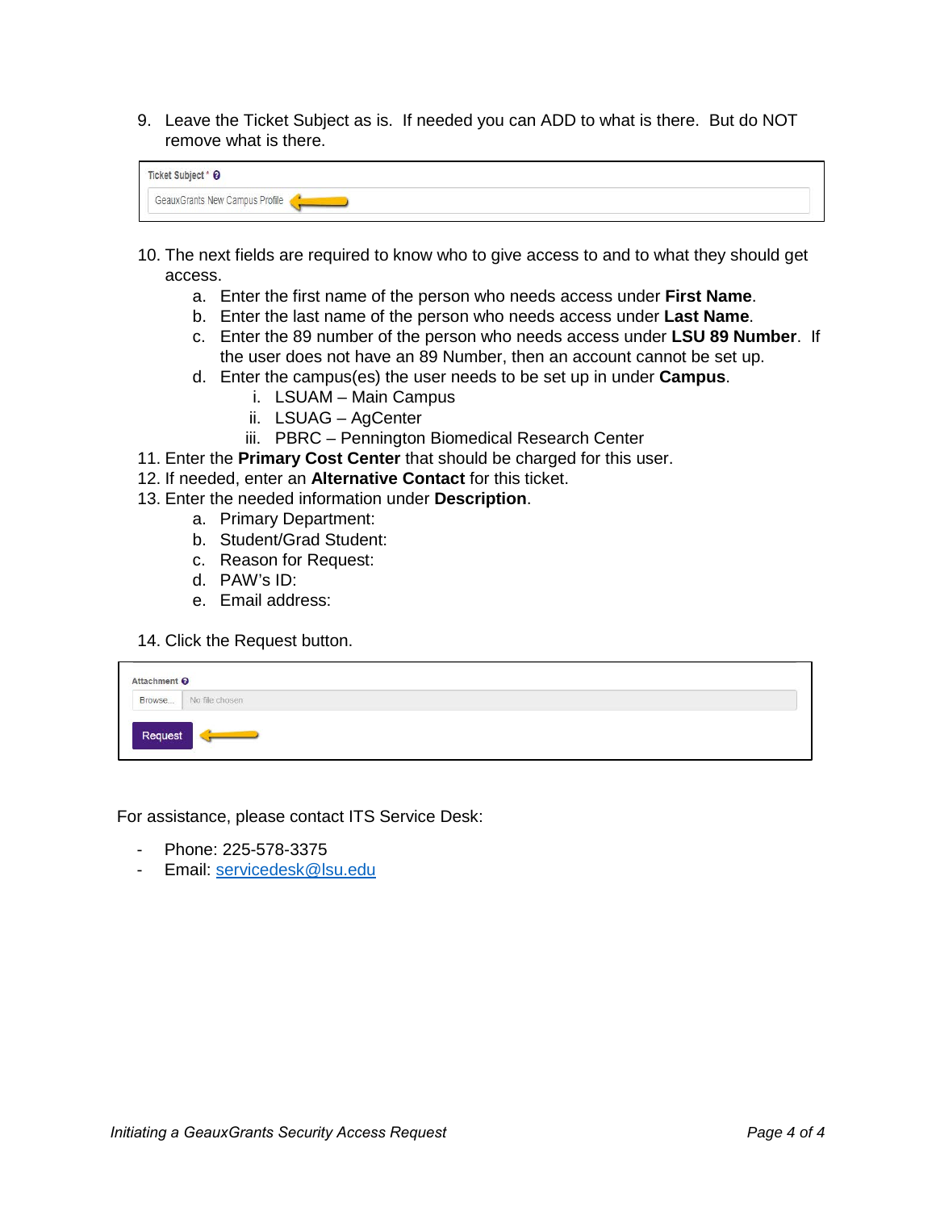9. Leave the Ticket Subject as is. If needed you can ADD to what is there. But do NOT remove what is there.

Ticket Subject *

GeauxGrants New Campus Profile

10. The next fields are required to know who to give access to and to what they should get access.
    a. Enter the first name of the person who needs access under **First Name**.
    b. Enter the last name of the person who needs access under **Last Name**.
    c. Enter the 89 number of the person who needs access under **LSU 89 Number**. If the user does not have an 89 Number, then an account cannot be set up.
    d. Enter the campus(es) the user needs to be set up in under **Campus**.
        i. LSUAM – Main Campus
        ii. LSUAG – AgCenter
        iii. PBRC – Pennington Biomedical Research Center
11. Enter the **Primary Cost Center** that should be charged for this user.
12. If needed, enter an **Alternative Contact** for this ticket.
13. Enter the needed information under **Description**.
    a. Primary Department:
    b. Student/Grad Student:
    c. Reason for Request:
    d. PAW's ID:
    e. Email address:

14. Click the Request button.

Attachment

Browse... No file chosen

Request

For assistance, please contact ITS Service Desk:

- Phone: 225-578-3375
- Email: servicedesk@lsu.edu